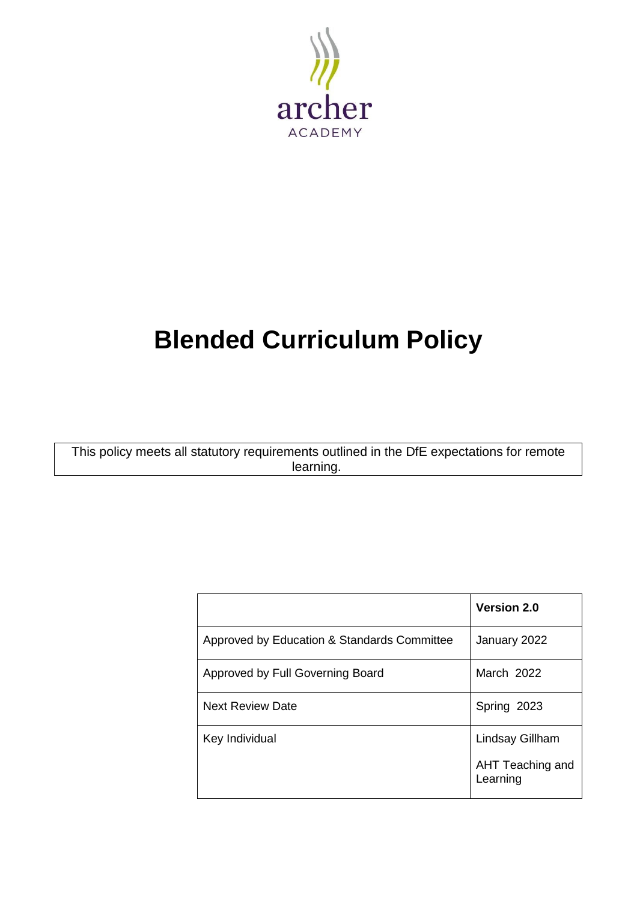archer

ACADEMY

# Blended Curriculum Policy

This policy meets all statutory requirements outlined in the DfE expectations for remote learning.

| | **Version 2.0** |
|---|---|
| Approved by Education & Standards Committee | January 2022 |
| Approved by Full Governing Board | March 2022 |
| Next Review Date | Spring 2023 |
| Key Individual | Lindsay Gillham<br>AHT Teaching and Learning |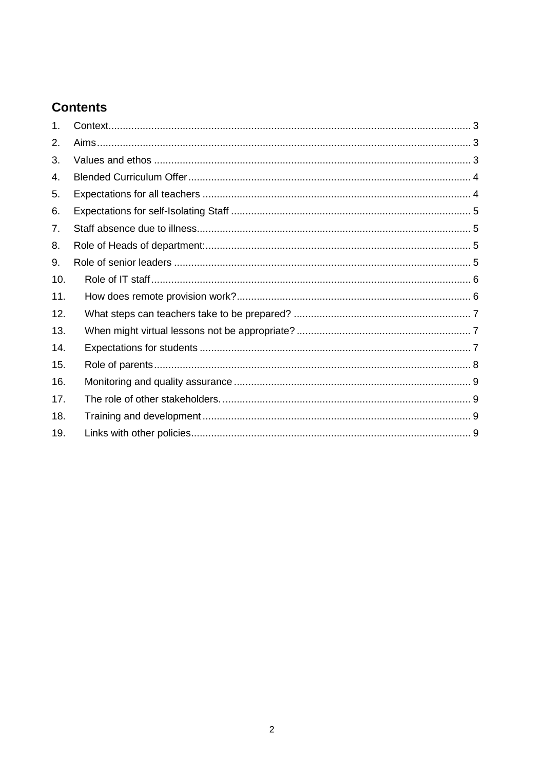## Contents

1. Context.............................................................................................................................. 3
2. Aims.................................................................................................................................. 3
3. Values and ethos .............................................................................................................. 3
4. Blended Curriculum Offer.................................................................................................. 4
5. Expectations for all teachers ............................................................................................. 4
6. Expectations for self-Isolating Staff ................................................................................... 5
7. Staff absence due to illness............................................................................................... 5
8. Role of Heads of department:............................................................................................ 5
9. Role of senior leaders ....................................................................................................... 5
10. Role of IT staff............................................................................................................... 6
11. How does remote provision work?................................................................................. 6
12. What steps can teachers take to be prepared? .............................................................. 7
13. When might virtual lessons not be appropriate? ............................................................. 7
14. Expectations for students .............................................................................................. 7
15. Role of parents.............................................................................................................. 8
16. Monitoring and quality assurance .................................................................................. 9
17. The role of other stakeholders. ...................................................................................... 9
18. Training and development ............................................................................................. 9
19. Links with other policies................................................................................................. 9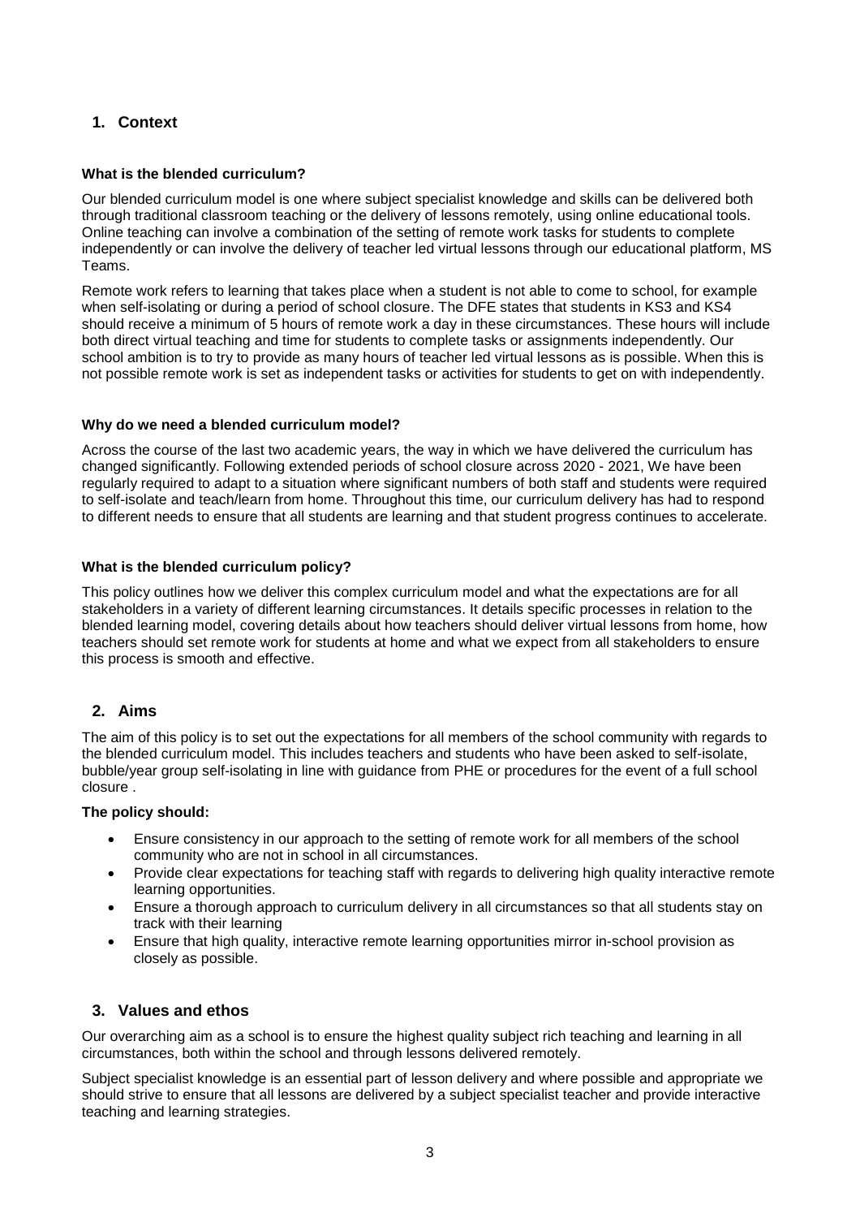## 1. Context

### What is the blended curriculum?

Our blended curriculum model is one where subject specialist knowledge and skills can be delivered both through traditional classroom teaching or the delivery of lessons remotely, using online educational tools. Online teaching can involve a combination of the setting of remote work tasks for students to complete independently or can involve the delivery of teacher led virtual lessons through our educational platform, MS Teams.

Remote work refers to learning that takes place when a student is not able to come to school, for example when self-isolating or during a period of school closure. The DFE states that students in KS3 and KS4 should receive a minimum of 5 hours of remote work a day in these circumstances. These hours will include both direct virtual teaching and time for students to complete tasks or assignments independently. Our school ambition is to try to provide as many hours of teacher led virtual lessons as is possible. When this is not possible remote work is set as independent tasks or activities for students to get on with independently.

### Why do we need a blended curriculum model?

Across the course of the last two academic years, the way in which we have delivered the curriculum has changed significantly. Following extended periods of school closure across 2020 - 2021, We have been regularly required to adapt to a situation where significant numbers of both staff and students were required to self-isolate and teach/learn from home. Throughout this time, our curriculum delivery has had to respond to different needs to ensure that all students are learning and that student progress continues to accelerate.

### What is the blended curriculum policy?

This policy outlines how we deliver this complex curriculum model and what the expectations are for all stakeholders in a variety of different learning circumstances. It details specific processes in relation to the blended learning model, covering details about how teachers should deliver virtual lessons from home, how teachers should set remote work for students at home and what we expect from all stakeholders to ensure this process is smooth and effective.

## 2. Aims

The aim of this policy is to set out the expectations for all members of the school community with regards to the blended curriculum model. This includes teachers and students who have been asked to self-isolate, bubble/year group self-isolating in line with guidance from PHE or procedures for the event of a full school closure .

**The policy should:**

- Ensure consistency in our approach to the setting of remote work for all members of the school community who are not in school in all circumstances.
- Provide clear expectations for teaching staff with regards to delivering high quality interactive remote learning opportunities.
- Ensure a thorough approach to curriculum delivery in all circumstances so that all students stay on track with their learning
- Ensure that high quality, interactive remote learning opportunities mirror in-school provision as closely as possible.

## 3. Values and ethos

Our overarching aim as a school is to ensure the highest quality subject rich teaching and learning in all circumstances, both within the school and through lessons delivered remotely.

Subject specialist knowledge is an essential part of lesson delivery and where possible and appropriate we should strive to ensure that all lessons are delivered by a subject specialist teacher and provide interactive teaching and learning strategies.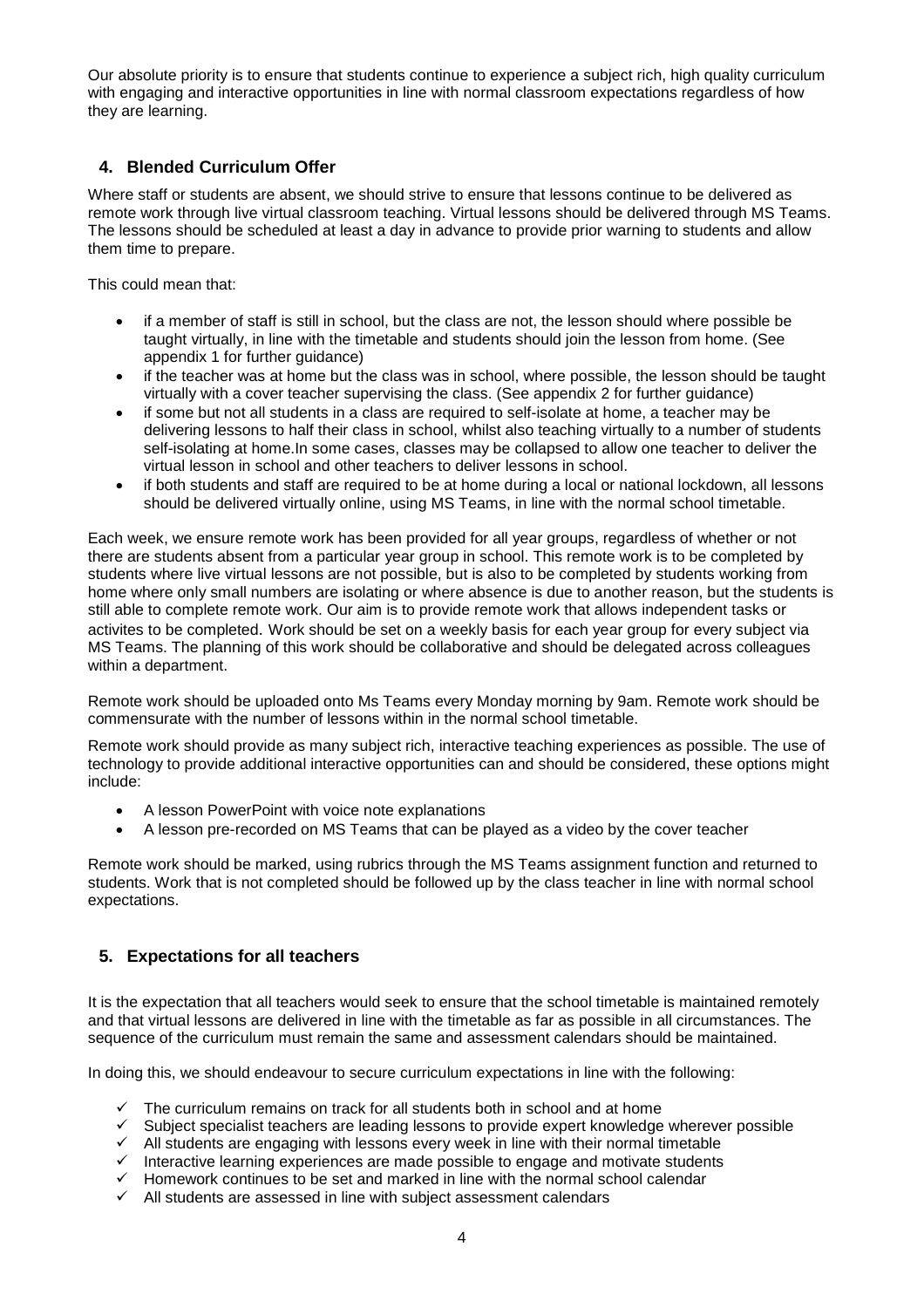Our absolute priority is to ensure that students continue to experience a subject rich, high quality curriculum with engaging and interactive opportunities in line with normal classroom expectations regardless of how they are learning.

## 4. Blended Curriculum Offer

Where staff or students are absent, we should strive to ensure that lessons continue to be delivered as remote work through live virtual classroom teaching. Virtual lessons should be delivered through MS Teams. The lessons should be scheduled at least a day in advance to provide prior warning to students and allow them time to prepare.

This could mean that:

- if a member of staff is still in school, but the class are not, the lesson should where possible be taught virtually, in line with the timetable and students should join the lesson from home. (See appendix 1 for further guidance)
- if the teacher was at home but the class was in school, where possible, the lesson should be taught virtually with a cover teacher supervising the class. (See appendix 2 for further guidance)
- if some but not all students in a class are required to self-isolate at home, a teacher may be delivering lessons to half their class in school, whilst also teaching virtually to a number of students self-isolating at home.In some cases, classes may be collapsed to allow one teacher to deliver the virtual lesson in school and other teachers to deliver lessons in school.
- if both students and staff are required to be at home during a local or national lockdown, all lessons should be delivered virtually online, using MS Teams, in line with the normal school timetable.

Each week, we ensure remote work has been provided for all year groups, regardless of whether or not there are students absent from a particular year group in school. This remote work is to be completed by students where live virtual lessons are not possible, but is also to be completed by students working from home where only small numbers are isolating or where absence is due to another reason, but the students is still able to complete remote work. Our aim is to provide remote work that allows independent tasks or activites to be completed. Work should be set on a weekly basis for each year group for every subject via MS Teams. The planning of this work should be collaborative and should be delegated across colleagues within a department.

Remote work should be uploaded onto Ms Teams every Monday morning by 9am. Remote work should be commensurate with the number of lessons within in the normal school timetable.

Remote work should provide as many subject rich, interactive teaching experiences as possible. The use of technology to provide additional interactive opportunities can and should be considered, these options might include:

- A lesson PowerPoint with voice note explanations
- A lesson pre-recorded on MS Teams that can be played as a video by the cover teacher

Remote work should be marked, using rubrics through the MS Teams assignment function and returned to students. Work that is not completed should be followed up by the class teacher in line with normal school expectations.

## 5. Expectations for all teachers

It is the expectation that all teachers would seek to ensure that the school timetable is maintained remotely and that virtual lessons are delivered in line with the timetable as far as possible in all circumstances. The sequence of the curriculum must remain the same and assessment calendars should be maintained.

In doing this, we should endeavour to secure curriculum expectations in line with the following:

- ✓ The curriculum remains on track for all students both in school and at home
- ✓ Subject specialist teachers are leading lessons to provide expert knowledge wherever possible
- ✓ All students are engaging with lessons every week in line with their normal timetable
- ✓ Interactive learning experiences are made possible to engage and motivate students
- ✓ Homework continues to be set and marked in line with the normal school calendar
- ✓ All students are assessed in line with subject assessment calendars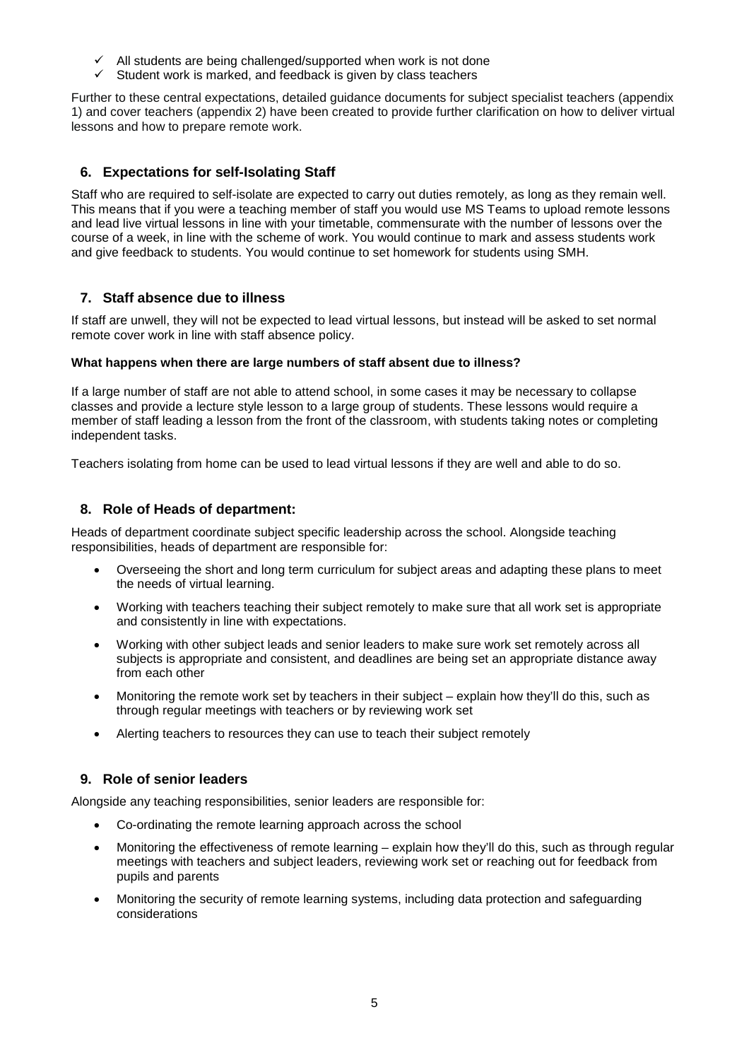- ✓ All students are being challenged/supported when work is not done
- ✓ Student work is marked, and feedback is given by class teachers

Further to these central expectations, detailed guidance documents for subject specialist teachers (appendix 1) and cover teachers (appendix 2) have been created to provide further clarification on how to deliver virtual lessons and how to prepare remote work.

## 6. Expectations for self-Isolating Staff

Staff who are required to self-isolate are expected to carry out duties remotely, as long as they remain well. This means that if you were a teaching member of staff you would use MS Teams to upload remote lessons and lead live virtual lessons in line with your timetable, commensurate with the number of lessons over the course of a week, in line with the scheme of work. You would continue to mark and assess students work and give feedback to students. You would continue to set homework for students using SMH.

## 7. Staff absence due to illness

If staff are unwell, they will not be expected to lead virtual lessons, but instead will be asked to set normal remote cover work in line with staff absence policy.

**What happens when there are large numbers of staff absent due to illness?**

If a large number of staff are not able to attend school, in some cases it may be necessary to collapse classes and provide a lecture style lesson to a large group of students. These lessons would require a member of staff leading a lesson from the front of the classroom, with students taking notes or completing independent tasks.

Teachers isolating from home can be used to lead virtual lessons if they are well and able to do so.

## 8. Role of Heads of department:

Heads of department coordinate subject specific leadership across the school. Alongside teaching responsibilities, heads of department are responsible for:

- Overseeing the short and long term curriculum for subject areas and adapting these plans to meet the needs of virtual learning.
- Working with teachers teaching their subject remotely to make sure that all work set is appropriate and consistently in line with expectations.
- Working with other subject leads and senior leaders to make sure work set remotely across all subjects is appropriate and consistent, and deadlines are being set an appropriate distance away from each other
- Monitoring the remote work set by teachers in their subject – explain how they'll do this, such as through regular meetings with teachers or by reviewing work set
- Alerting teachers to resources they can use to teach their subject remotely

## 9. Role of senior leaders

Alongside any teaching responsibilities, senior leaders are responsible for:

- Co-ordinating the remote learning approach across the school
- Monitoring the effectiveness of remote learning – explain how they'll do this, such as through regular meetings with teachers and subject leaders, reviewing work set or reaching out for feedback from pupils and parents
- Monitoring the security of remote learning systems, including data protection and safeguarding considerations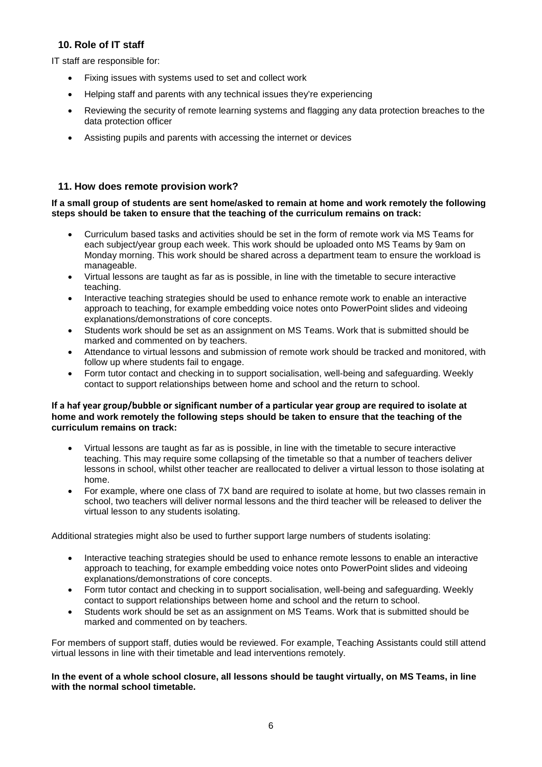## 10. Role of IT staff

IT staff are responsible for:

- Fixing issues with systems used to set and collect work
- Helping staff and parents with any technical issues they're experiencing
- Reviewing the security of remote learning systems and flagging any data protection breaches to the data protection officer
- Assisting pupils and parents with accessing the internet or devices

## 11. How does remote provision work?

**If a small group of students are sent home/asked to remain at home and work remotely the following steps should be taken to ensure that the teaching of the curriculum remains on track:**

- Curriculum based tasks and activities should be set in the form of remote work via MS Teams for each subject/year group each week. This work should be uploaded onto MS Teams by 9am on Monday morning. This work should be shared across a department team to ensure the workload is manageable.
- Virtual lessons are taught as far as is possible, in line with the timetable to secure interactive teaching.
- Interactive teaching strategies should be used to enhance remote work to enable an interactive approach to teaching, for example embedding voice notes onto PowerPoint slides and videoing explanations/demonstrations of core concepts.
- Students work should be set as an assignment on MS Teams. Work that is submitted should be marked and commented on by teachers.
- Attendance to virtual lessons and submission of remote work should be tracked and monitored, with follow up where students fail to engage.
- Form tutor contact and checking in to support socialisation, well-being and safeguarding. Weekly contact to support relationships between home and school and the return to school.

**If a haf year group/bubble or significant number of a particular year group are required to isolate at home and work remotely the following steps should be taken to ensure that the teaching of the curriculum remains on track:**

- Virtual lessons are taught as far as is possible, in line with the timetable to secure interactive teaching. This may require some collapsing of the timetable so that a number of teachers deliver lessons in school, whilst other teacher are reallocated to deliver a virtual lesson to those isolating at home.
- For example, where one class of 7X band are required to isolate at home, but two classes remain in school, two teachers will deliver normal lessons and the third teacher will be released to deliver the virtual lesson to any students isolating.

Additional strategies might also be used to further support large numbers of students isolating:

- Interactive teaching strategies should be used to enhance remote lessons to enable an interactive approach to teaching, for example embedding voice notes onto PowerPoint slides and videoing explanations/demonstrations of core concepts.
- Form tutor contact and checking in to support socialisation, well-being and safeguarding. Weekly contact to support relationships between home and school and the return to school.
- Students work should be set as an assignment on MS Teams. Work that is submitted should be marked and commented on by teachers.

For members of support staff, duties would be reviewed. For example, Teaching Assistants could still attend virtual lessons in line with their timetable and lead interventions remotely.

**In the event of a whole school closure, all lessons should be taught virtually, on MS Teams, in line with the normal school timetable.**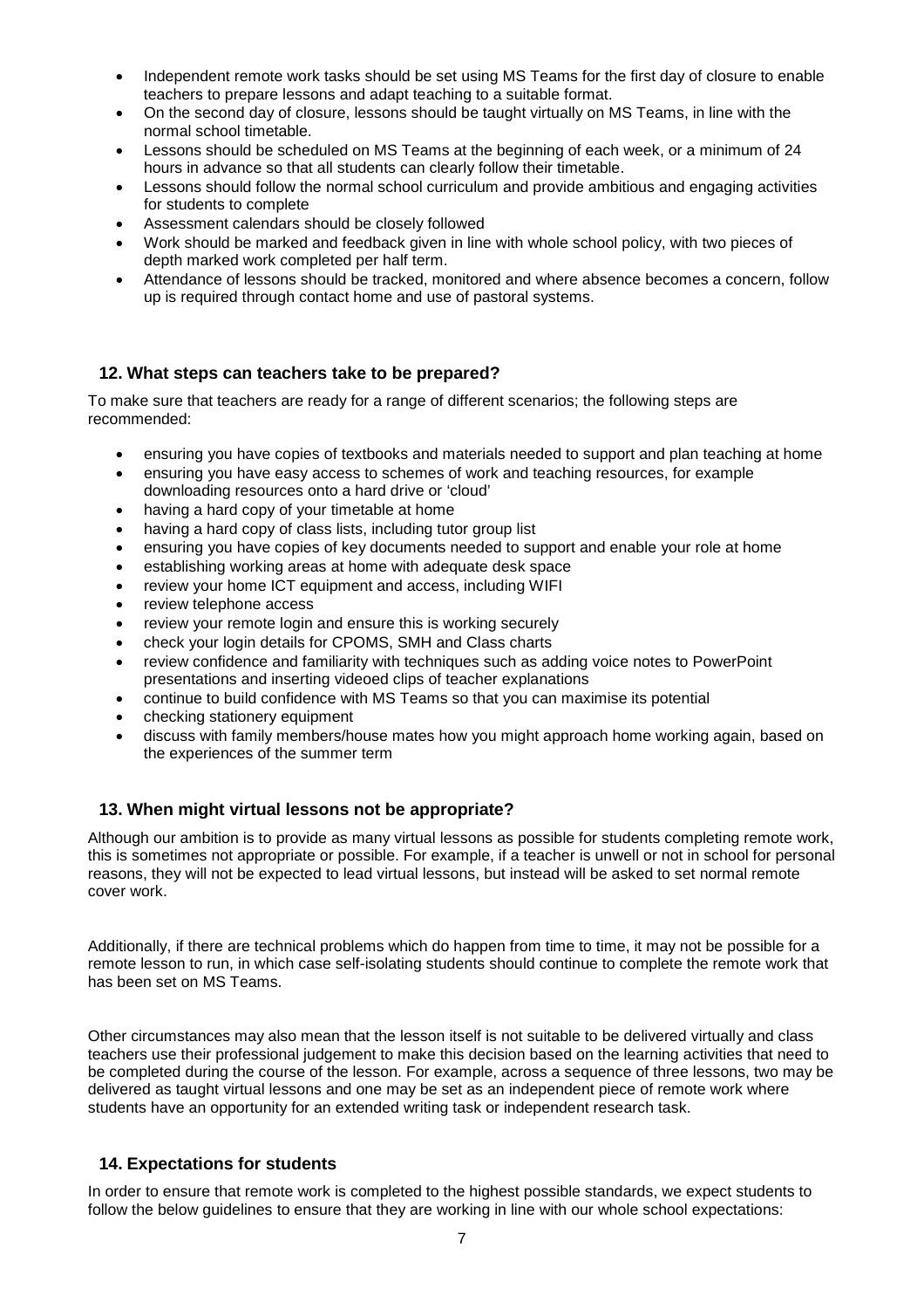- Independent remote work tasks should be set using MS Teams for the first day of closure to enable teachers to prepare lessons and adapt teaching to a suitable format.
- On the second day of closure, lessons should be taught virtually on MS Teams, in line with the normal school timetable.
- Lessons should be scheduled on MS Teams at the beginning of each week, or a minimum of 24 hours in advance so that all students can clearly follow their timetable.
- Lessons should follow the normal school curriculum and provide ambitious and engaging activities for students to complete
- Assessment calendars should be closely followed
- Work should be marked and feedback given in line with whole school policy, with two pieces of depth marked work completed per half term.
- Attendance of lessons should be tracked, monitored and where absence becomes a concern, follow up is required through contact home and use of pastoral systems.

## 12. What steps can teachers take to be prepared?

To make sure that teachers are ready for a range of different scenarios; the following steps are recommended:

- ensuring you have copies of textbooks and materials needed to support and plan teaching at home
- ensuring you have easy access to schemes of work and teaching resources, for example downloading resources onto a hard drive or 'cloud'
- having a hard copy of your timetable at home
- having a hard copy of class lists, including tutor group list
- ensuring you have copies of key documents needed to support and enable your role at home
- establishing working areas at home with adequate desk space
- review your home ICT equipment and access, including WIFI
- review telephone access
- review your remote login and ensure this is working securely
- check your login details for CPOMS, SMH and Class charts
- review confidence and familiarity with techniques such as adding voice notes to PowerPoint presentations and inserting videoed clips of teacher explanations
- continue to build confidence with MS Teams so that you can maximise its potential
- checking stationery equipment
- discuss with family members/house mates how you might approach home working again, based on the experiences of the summer term

## 13. When might virtual lessons not be appropriate?

Although our ambition is to provide as many virtual lessons as possible for students completing remote work, this is sometimes not appropriate or possible. For example, if a teacher is unwell or not in school for personal reasons, they will not be expected to lead virtual lessons, but instead will be asked to set normal remote cover work.

Additionally, if there are technical problems which do happen from time to time, it may not be possible for a remote lesson to run, in which case self-isolating students should continue to complete the remote work that has been set on MS Teams.

Other circumstances may also mean that the lesson itself is not suitable to be delivered virtually and class teachers use their professional judgement to make this decision based on the learning activities that need to be completed during the course of the lesson. For example, across a sequence of three lessons, two may be delivered as taught virtual lessons and one may be set as an independent piece of remote work where students have an opportunity for an extended writing task or independent research task.

## 14. Expectations for students

In order to ensure that remote work is completed to the highest possible standards, we expect students to follow the below guidelines to ensure that they are working in line with our whole school expectations: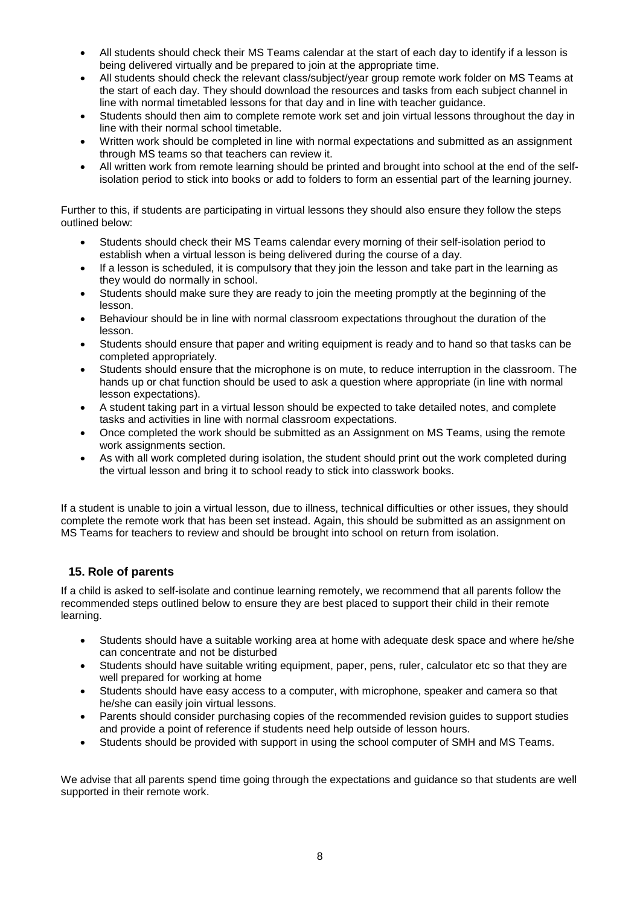- All students should check their MS Teams calendar at the start of each day to identify if a lesson is being delivered virtually and be prepared to join at the appropriate time.
- All students should check the relevant class/subject/year group remote work folder on MS Teams at the start of each day. They should download the resources and tasks from each subject channel in line with normal timetabled lessons for that day and in line with teacher guidance.
- Students should then aim to complete remote work set and join virtual lessons throughout the day in line with their normal school timetable.
- Written work should be completed in line with normal expectations and submitted as an assignment through MS teams so that teachers can review it.
- All written work from remote learning should be printed and brought into school at the end of the self-isolation period to stick into books or add to folders to form an essential part of the learning journey.

Further to this, if students are participating in virtual lessons they should also ensure they follow the steps outlined below:

- Students should check their MS Teams calendar every morning of their self-isolation period to establish when a virtual lesson is being delivered during the course of a day.
- If a lesson is scheduled, it is compulsory that they join the lesson and take part in the learning as they would do normally in school.
- Students should make sure they are ready to join the meeting promptly at the beginning of the lesson.
- Behaviour should be in line with normal classroom expectations throughout the duration of the lesson.
- Students should ensure that paper and writing equipment is ready and to hand so that tasks can be completed appropriately.
- Students should ensure that the microphone is on mute, to reduce interruption in the classroom. The hands up or chat function should be used to ask a question where appropriate (in line with normal lesson expectations).
- A student taking part in a virtual lesson should be expected to take detailed notes, and complete tasks and activities in line with normal classroom expectations.
- Once completed the work should be submitted as an Assignment on MS Teams, using the remote work assignments section.
- As with all work completed during isolation, the student should print out the work completed during the virtual lesson and bring it to school ready to stick into classwork books.

If a student is unable to join a virtual lesson, due to illness, technical difficulties or other issues, they should complete the remote work that has been set instead. Again, this should be submitted as an assignment on MS Teams for teachers to review and should be brought into school on return from isolation.

## 15. Role of parents

If a child is asked to self-isolate and continue learning remotely, we recommend that all parents follow the recommended steps outlined below to ensure they are best placed to support their child in their remote learning.

- Students should have a suitable working area at home with adequate desk space and where he/she can concentrate and not be disturbed
- Students should have suitable writing equipment, paper, pens, ruler, calculator etc so that they are well prepared for working at home
- Students should have easy access to a computer, with microphone, speaker and camera so that he/she can easily join virtual lessons.
- Parents should consider purchasing copies of the recommended revision guides to support studies and provide a point of reference if students need help outside of lesson hours.
- Students should be provided with support in using the school computer of SMH and MS Teams.

We advise that all parents spend time going through the expectations and guidance so that students are well supported in their remote work.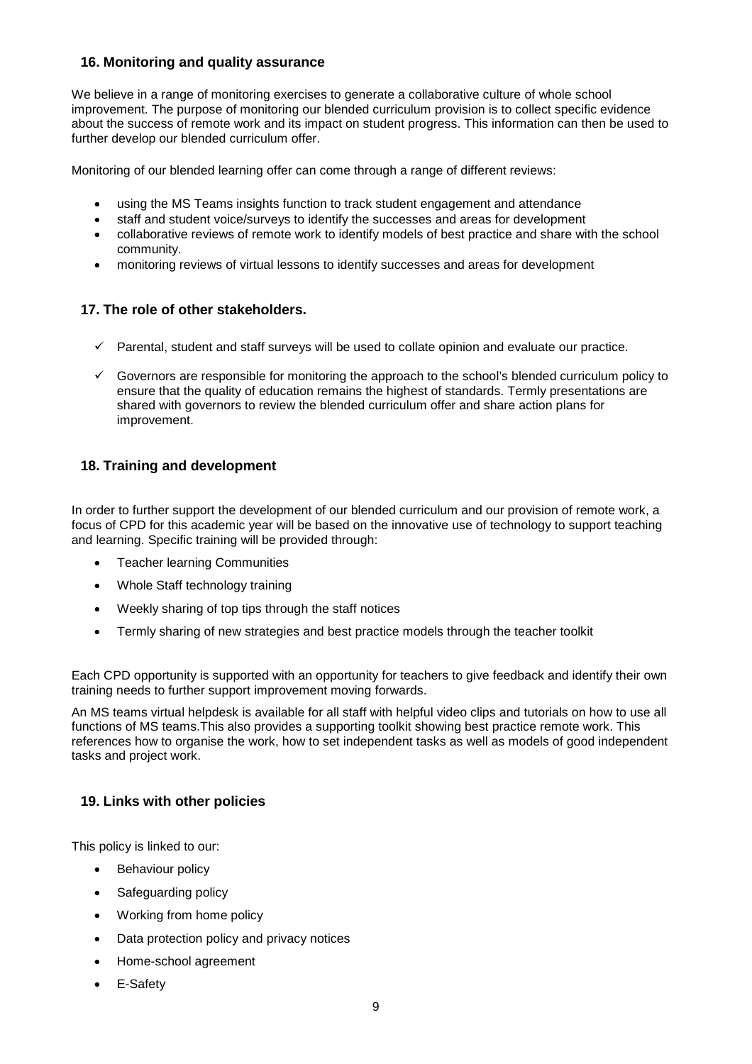## 16. Monitoring and quality assurance

We believe in a range of monitoring exercises to generate a collaborative culture of whole school improvement. The purpose of monitoring our blended curriculum provision is to collect specific evidence about the success of remote work and its impact on student progress. This information can then be used to further develop our blended curriculum offer.

Monitoring of our blended learning offer can come through a range of different reviews:

- using the MS Teams insights function to track student engagement and attendance
- staff and student voice/surveys to identify the successes and areas for development
- collaborative reviews of remote work to identify models of best practice and share with the school community.
- monitoring reviews of virtual lessons to identify successes and areas for development

## 17. The role of other stakeholders.

- ✓ Parental, student and staff surveys will be used to collate opinion and evaluate our practice.
- ✓ Governors are responsible for monitoring the approach to the school's blended curriculum policy to ensure that the quality of education remains the highest of standards. Termly presentations are shared with governors to review the blended curriculum offer and share action plans for improvement.

## 18. Training and development

In order to further support the development of our blended curriculum and our provision of remote work, a focus of CPD for this academic year will be based on the innovative use of technology to support teaching and learning. Specific training will be provided through:

- Teacher learning Communities
- Whole Staff technology training
- Weekly sharing of top tips through the staff notices
- Termly sharing of new strategies and best practice models through the teacher toolkit

Each CPD opportunity is supported with an opportunity for teachers to give feedback and identify their own training needs to further support improvement moving forwards.

An MS teams virtual helpdesk is available for all staff with helpful video clips and tutorials on how to use all functions of MS teams.This also provides a supporting toolkit showing best practice remote work. This references how to organise the work, how to set independent tasks as well as models of good independent tasks and project work.

## 19. Links with other policies

This policy is linked to our:

- Behaviour policy
- Safeguarding policy
- Working from home policy
- Data protection policy and privacy notices
- Home-school agreement
- E-Safety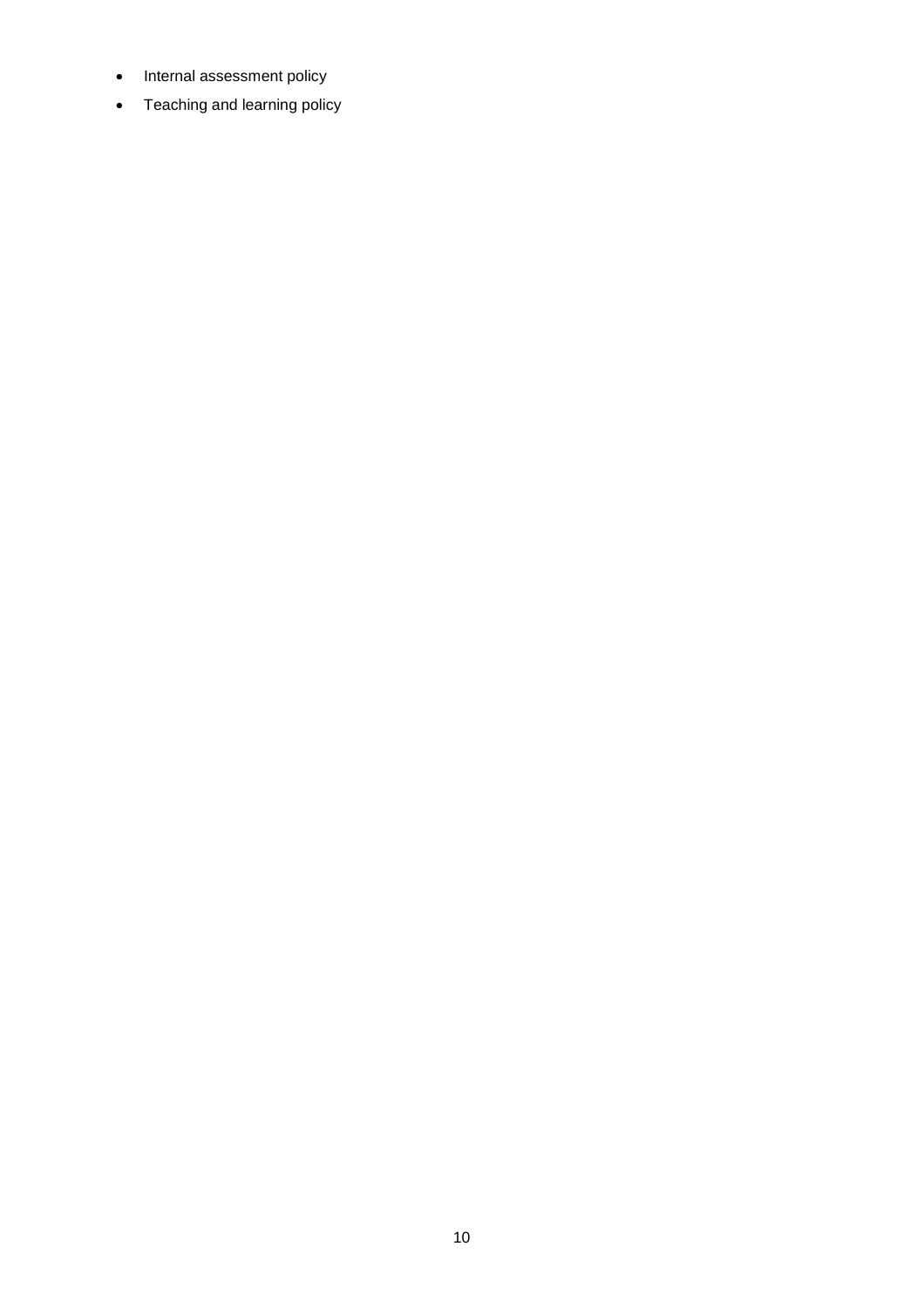- Internal assessment policy
- Teaching and learning policy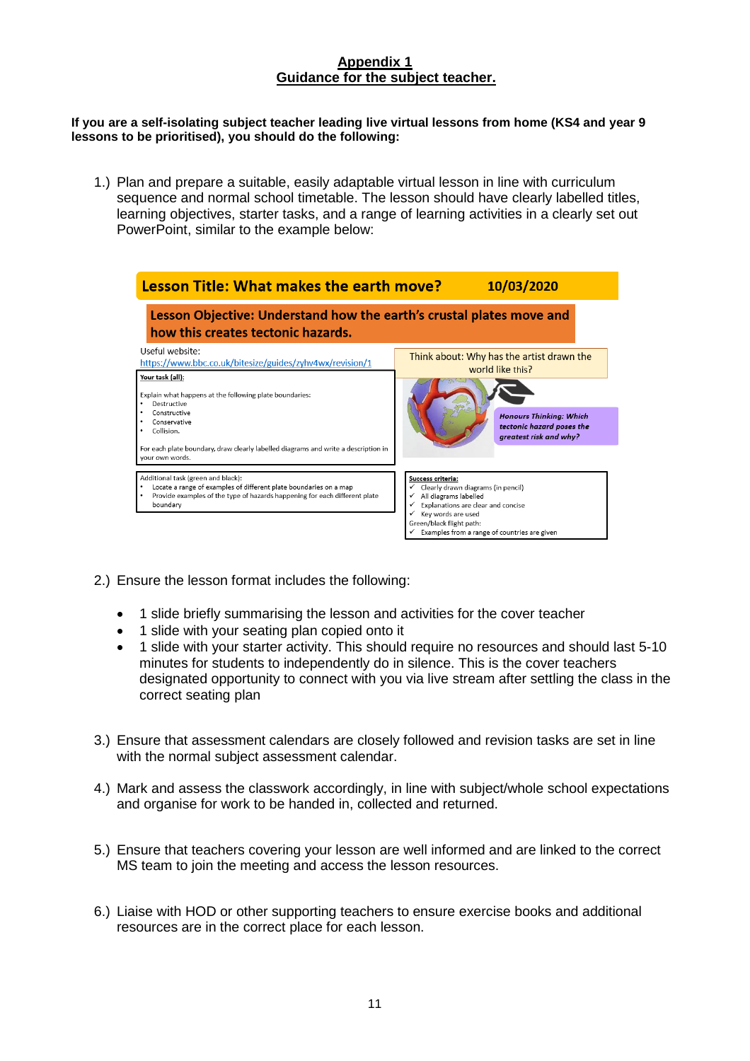# Appendix 1
## Guidance for the subject teacher.

**If you are a self-isolating subject teacher leading live virtual lessons from home (KS4 and year 9 lessons to be prioritised), you should do the following:**

1.) Plan and prepare a suitable, easily adaptable virtual lesson in line with curriculum sequence and normal school timetable. The lesson should have clearly labelled titles, learning objectives, starter tasks, and a range of learning activities in a clearly set out PowerPoint, similar to the example below:

**Lesson Title: What makes the earth move?** **10/03/2020**

**Lesson Objective: Understand how the earth's crustal plates move and how this creates tectonic hazards.**

Useful website:
https://www.bbc.co.uk/bitesize/guides/zyhv4wx/revision/1

Think about: Why has the artist drawn the world like this?

***Honours Thinking: Which tectonic hazard poses the greatest risk and why?***

**Your task (all):**

Explain what happens at the following plate boundaries:
- Destructive
- Constructive
- Conservative
- Collision.

For each plate boundary, draw clearly labelled diagrams and write a description in your own words.

Additional task (green and black):
- Locate a range of examples of different plate boundaries on a map
- Provide examples of the type of hazards happening for each different plate boundary

**Success criteria:**
- ✓ Clearly drawn diagrams (in pencil)
- ✓ All diagrams labelled
- ✓ Explanations are clear and concise
- ✓ Key words are used

Green/black flight path:
- ✓ Examples from a range of countries are given

2.) Ensure the lesson format includes the following:

- 1 slide briefly summarising the lesson and activities for the cover teacher
- 1 slide with your seating plan copied onto it
- 1 slide with your starter activity. This should require no resources and should last 5-10 minutes for students to independently do in silence. This is the cover teachers designated opportunity to connect with you via live stream after settling the class in the correct seating plan

3.) Ensure that assessment calendars are closely followed and revision tasks are set in line with the normal subject assessment calendar.

4.) Mark and assess the classwork accordingly, in line with subject/whole school expectations and organise for work to be handed in, collected and returned.

5.) Ensure that teachers covering your lesson are well informed and are linked to the correct MS team to join the meeting and access the lesson resources.

6.) Liaise with HOD or other supporting teachers to ensure exercise books and additional resources are in the correct place for each lesson.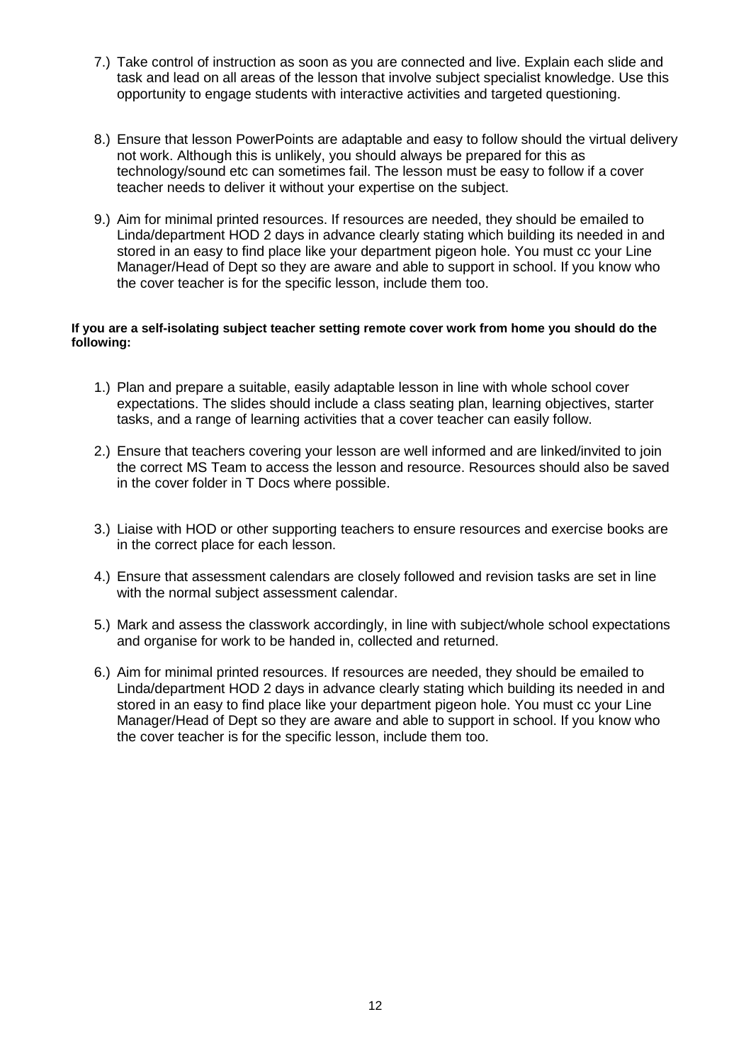7.) Take control of instruction as soon as you are connected and live. Explain each slide and task and lead on all areas of the lesson that involve subject specialist knowledge. Use this opportunity to engage students with interactive activities and targeted questioning.

8.) Ensure that lesson PowerPoints are adaptable and easy to follow should the virtual delivery not work. Although this is unlikely, you should always be prepared for this as technology/sound etc can sometimes fail. The lesson must be easy to follow if a cover teacher needs to deliver it without your expertise on the subject.

9.) Aim for minimal printed resources. If resources are needed, they should be emailed to Linda/department HOD 2 days in advance clearly stating which building its needed in and stored in an easy to find place like your department pigeon hole. You must cc your Line Manager/Head of Dept so they are aware and able to support in school. If you know who the cover teacher is for the specific lesson, include them too.

**If you are a self-isolating subject teacher setting remote cover work from home you should do the following:**

1.) Plan and prepare a suitable, easily adaptable lesson in line with whole school cover expectations. The slides should include a class seating plan, learning objectives, starter tasks, and a range of learning activities that a cover teacher can easily follow.

2.) Ensure that teachers covering your lesson are well informed and are linked/invited to join the correct MS Team to access the lesson and resource. Resources should also be saved in the cover folder in T Docs where possible.

3.) Liaise with HOD or other supporting teachers to ensure resources and exercise books are in the correct place for each lesson.

4.) Ensure that assessment calendars are closely followed and revision tasks are set in line with the normal subject assessment calendar.

5.) Mark and assess the classwork accordingly, in line with subject/whole school expectations and organise for work to be handed in, collected and returned.

6.) Aim for minimal printed resources. If resources are needed, they should be emailed to Linda/department HOD 2 days in advance clearly stating which building its needed in and stored in an easy to find place like your department pigeon hole. You must cc your Line Manager/Head of Dept so they are aware and able to support in school. If you know who the cover teacher is for the specific lesson, include them too.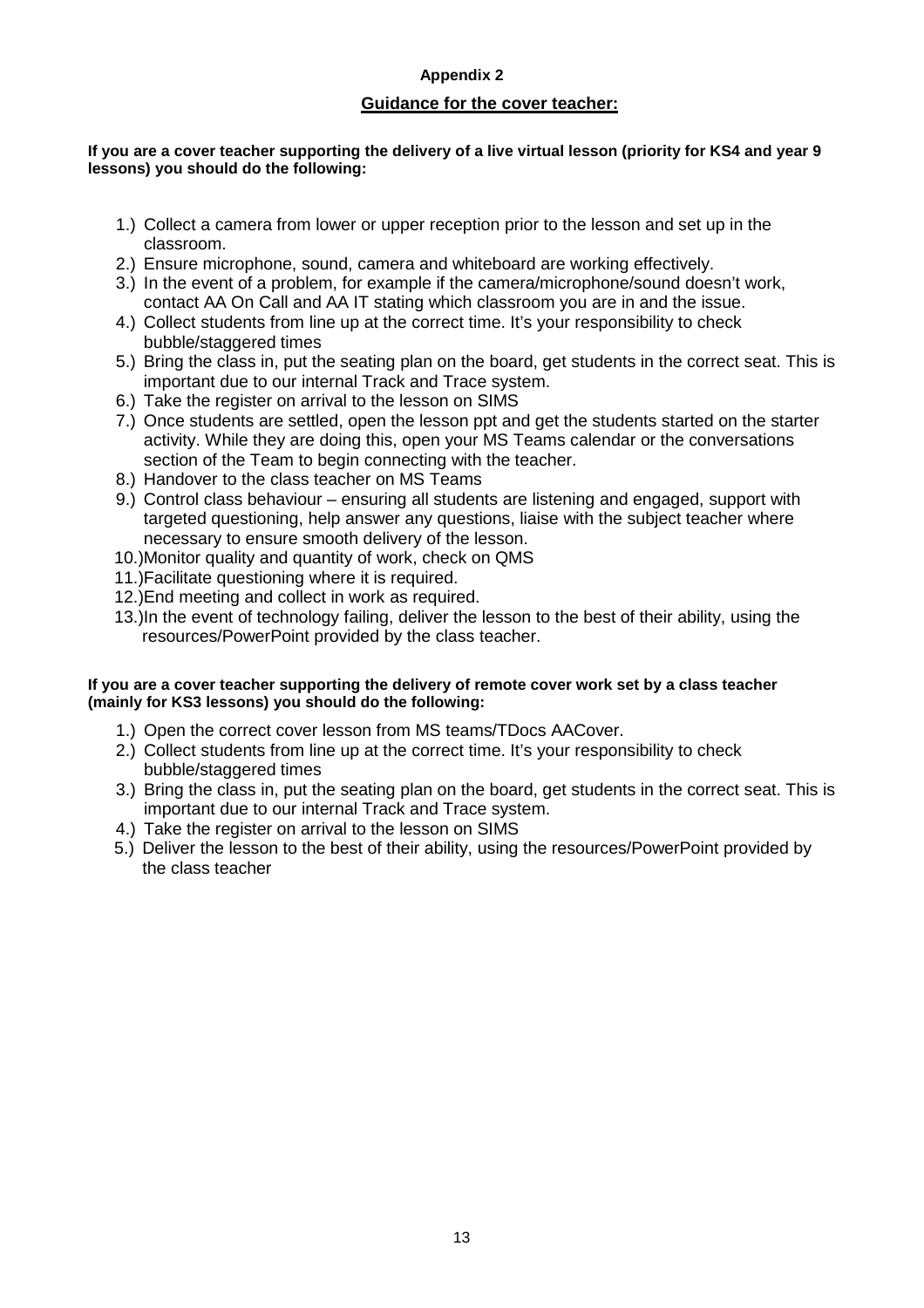**Appendix 2**

## Guidance for the cover teacher:

**If you are a cover teacher supporting the delivery of a live virtual lesson (priority for KS4 and year 9 lessons) you should do the following:**

1.) Collect a camera from lower or upper reception prior to the lesson and set up in the classroom.
2.) Ensure microphone, sound, camera and whiteboard are working effectively.
3.) In the event of a problem, for example if the camera/microphone/sound doesn't work, contact AA On Call and AA IT stating which classroom you are in and the issue.
4.) Collect students from line up at the correct time. It's your responsibility to check bubble/staggered times
5.) Bring the class in, put the seating plan on the board, get students in the correct seat. This is important due to our internal Track and Trace system.
6.) Take the register on arrival to the lesson on SIMS
7.) Once students are settled, open the lesson ppt and get the students started on the starter activity. While they are doing this, open your MS Teams calendar or the conversations section of the Team to begin connecting with the teacher.
8.) Handover to the class teacher on MS Teams
9.) Control class behaviour – ensuring all students are listening and engaged, support with targeted questioning, help answer any questions, liaise with the subject teacher where necessary to ensure smooth delivery of the lesson.
10.) Monitor quality and quantity of work, check on QMS
11.) Facilitate questioning where it is required.
12.) End meeting and collect in work as required.
13.) In the event of technology failing, deliver the lesson to the best of their ability, using the resources/PowerPoint provided by the class teacher.

**If you are a cover teacher supporting the delivery of remote cover work set by a class teacher (mainly for KS3 lessons) you should do the following:**

1.) Open the correct cover lesson from MS teams/TDocs AACover.
2.) Collect students from line up at the correct time. It's your responsibility to check bubble/staggered times
3.) Bring the class in, put the seating plan on the board, get students in the correct seat. This is important due to our internal Track and Trace system.
4.) Take the register on arrival to the lesson on SIMS
5.) Deliver the lesson to the best of their ability, using the resources/PowerPoint provided by the class teacher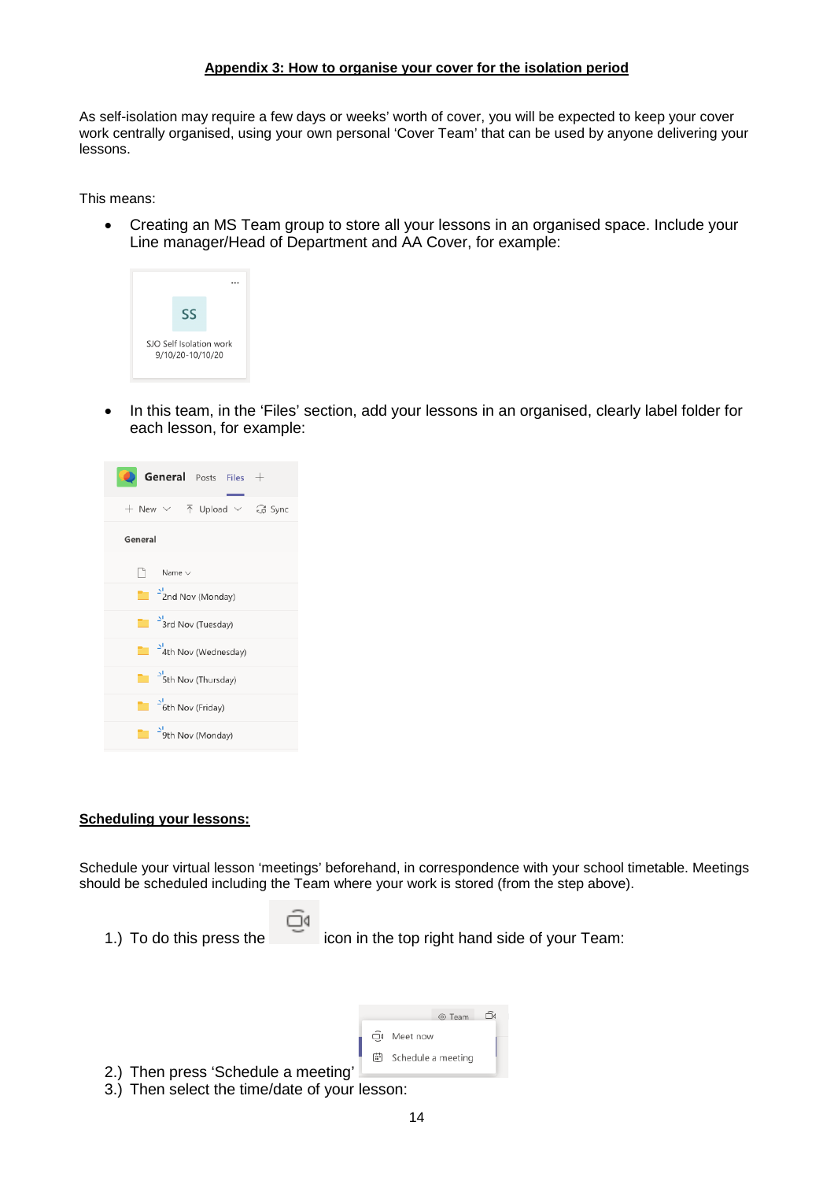## Appendix 3: How to organise your cover for the isolation period

As self-isolation may require a few days or weeks' worth of cover, you will be expected to keep your cover work centrally organised, using your own personal 'Cover Team' that can be used by anyone delivering your lessons.

This means:

- Creating an MS Team group to store all your lessons in an organised space. Include your Line manager/Head of Department and AA Cover, for example:

- In this team, in the 'Files' section, add your lessons in an organised, clearly label folder for each lesson, for example:

**Scheduling your lessons:**

Schedule your virtual lesson 'meetings' beforehand, in correspondence with your school timetable. Meetings should be scheduled including the Team where your work is stored (from the step above).

1.) To do this press the icon in the top right hand side of your Team:

2.) Then press 'Schedule a meeting'

3.) Then select the time/date of your lesson: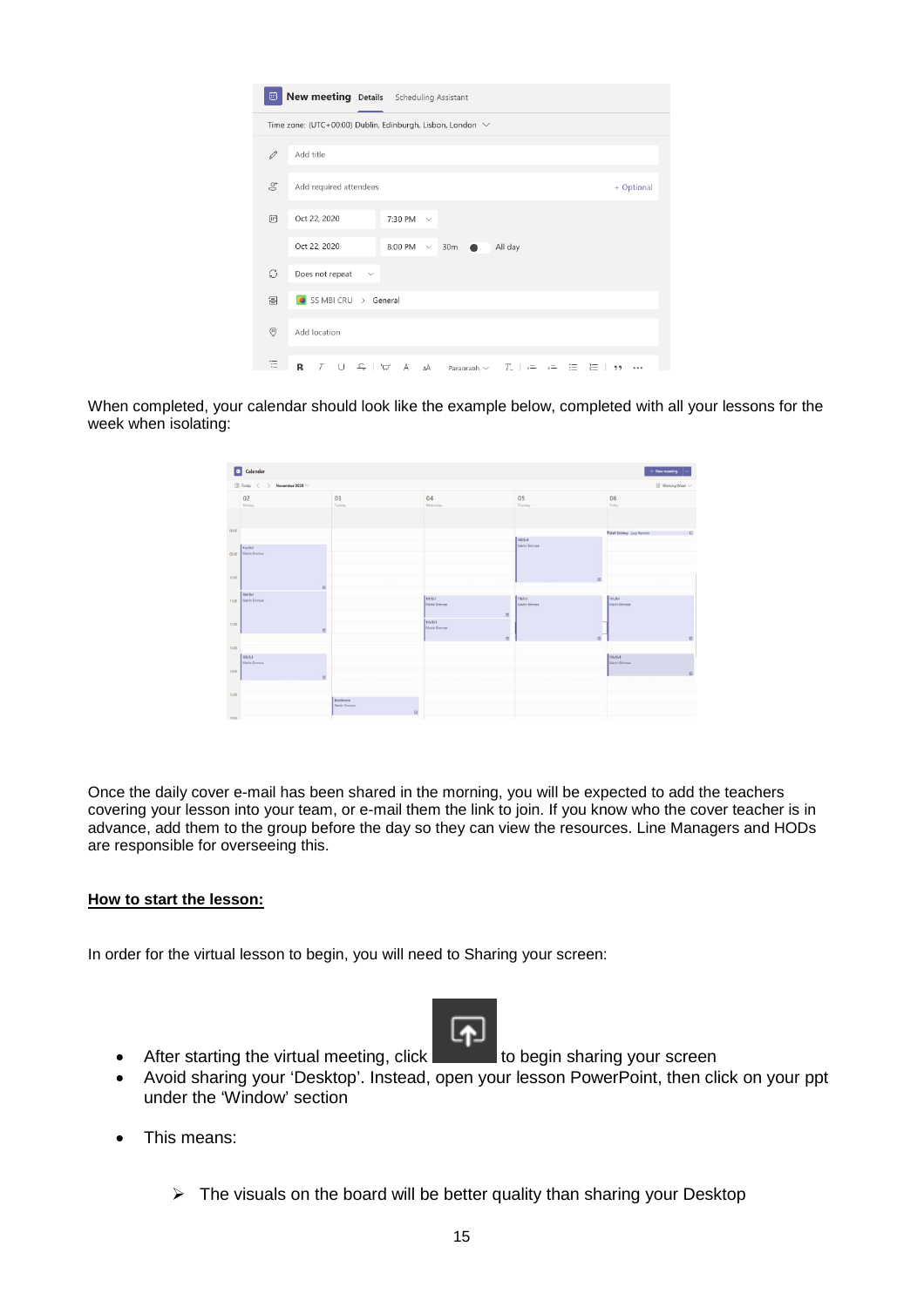When completed, your calendar should look like the example below, completed with all your lessons for the week when isolating:

Once the daily cover e-mail has been shared in the morning, you will be expected to add the teachers covering your lesson into your team, or e-mail them the link to join. If you know who the cover teacher is in advance, add them to the group before the day so they can view the resources. Line Managers and HODs are responsible for overseeing this.

**How to start the lesson:**

In order for the virtual lesson to begin, you will need to Sharing your screen:

- After starting the virtual meeting, click to begin sharing your screen
- Avoid sharing your 'Desktop'. Instead, open your lesson PowerPoint, then click on your ppt under the 'Window' section
- This means:
  - The visuals on the board will be better quality than sharing your Desktop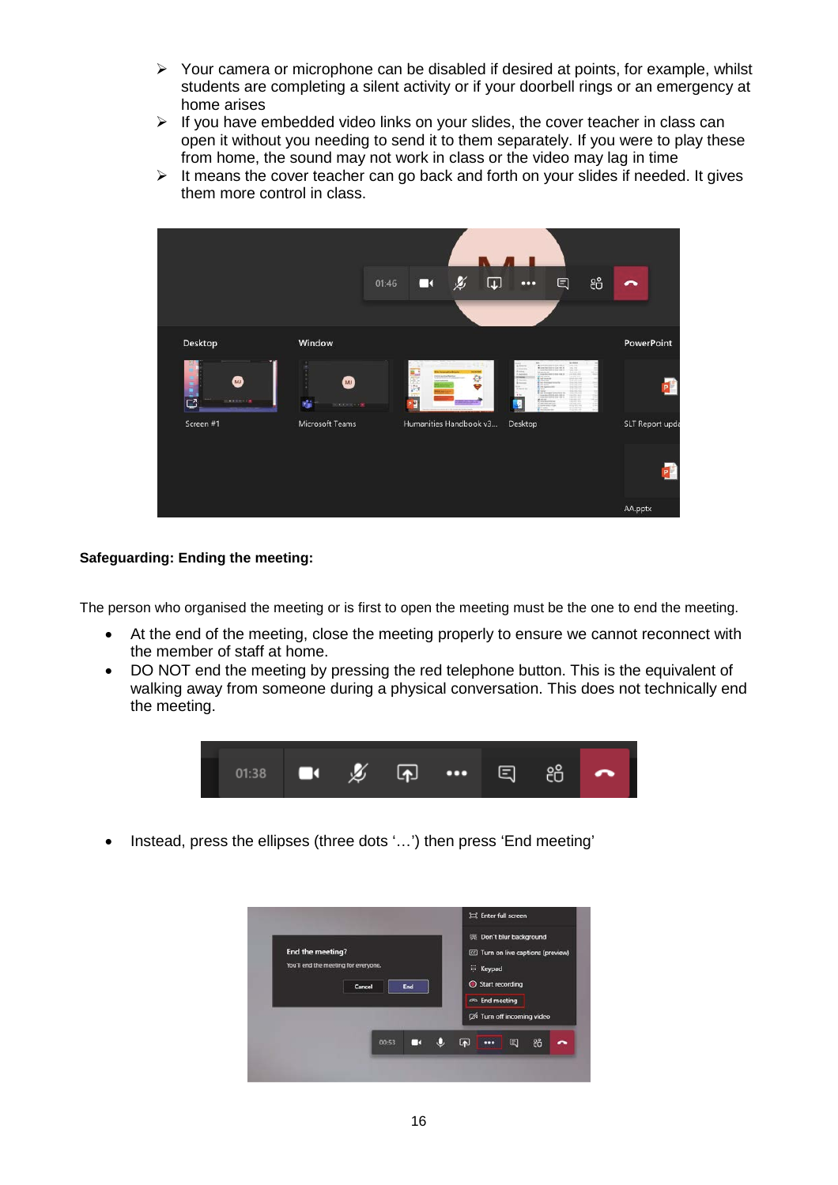- Your camera or microphone can be disabled if desired at points, for example, whilst students are completing a silent activity or if your doorbell rings or an emergency at home arises
- If you have embedded video links on your slides, the cover teacher in class can open it without you needing to send it to them separately. If you were to play these from home, the sound may not work in class or the video may lag in time
- It means the cover teacher can go back and forth on your slides if needed. It gives them more control in class.

**Safeguarding: Ending the meeting:**

The person who organised the meeting or is first to open the meeting must be the one to end the meeting.

- At the end of the meeting, close the meeting properly to ensure we cannot reconnect with the member of staff at home.
- DO NOT end the meeting by pressing the red telephone button. This is the equivalent of walking away from someone during a physical conversation. This does not technically end the meeting.

- Instead, press the ellipses (three dots '…') then press 'End meeting'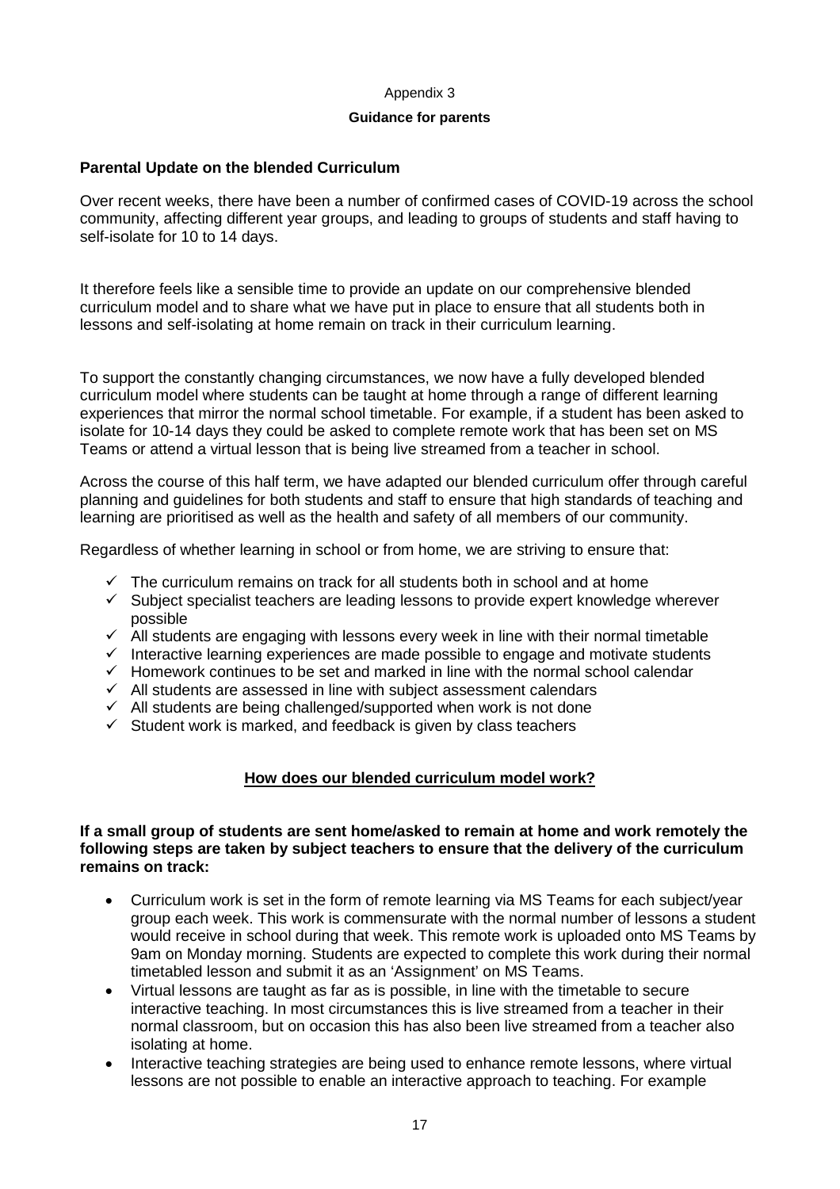Appendix 3

**Guidance for parents**

**Parental Update on the blended Curriculum**

Over recent weeks, there have been a number of confirmed cases of COVID-19 across the school community, affecting different year groups, and leading to groups of students and staff having to self-isolate for 10 to 14 days.

It therefore feels like a sensible time to provide an update on our comprehensive blended curriculum model and to share what we have put in place to ensure that all students both in lessons and self-isolating at home remain on track in their curriculum learning.

To support the constantly changing circumstances, we now have a fully developed blended curriculum model where students can be taught at home through a range of different learning experiences that mirror the normal school timetable. For example, if a student has been asked to isolate for 10-14 days they could be asked to complete remote work that has been set on MS Teams or attend a virtual lesson that is being live streamed from a teacher in school.

Across the course of this half term, we have adapted our blended curriculum offer through careful planning and guidelines for both students and staff to ensure that high standards of teaching and learning are prioritised as well as the health and safety of all members of our community.

Regardless of whether learning in school or from home, we are striving to ensure that:

- ✓ The curriculum remains on track for all students both in school and at home
- ✓ Subject specialist teachers are leading lessons to provide expert knowledge wherever possible
- ✓ All students are engaging with lessons every week in line with their normal timetable
- ✓ Interactive learning experiences are made possible to engage and motivate students
- ✓ Homework continues to be set and marked in line with the normal school calendar
- ✓ All students are assessed in line with subject assessment calendars
- ✓ All students are being challenged/supported when work is not done
- ✓ Student work is marked, and feedback is given by class teachers

## **How does our blended curriculum model work?**

**If a small group of students are sent home/asked to remain at home and work remotely the following steps are taken by subject teachers to ensure that the delivery of the curriculum remains on track:**

- Curriculum work is set in the form of remote learning via MS Teams for each subject/year group each week. This work is commensurate with the normal number of lessons a student would receive in school during that week. This remote work is uploaded onto MS Teams by 9am on Monday morning. Students are expected to complete this work during their normal timetabled lesson and submit it as an 'Assignment' on MS Teams.
- Virtual lessons are taught as far as is possible, in line with the timetable to secure interactive teaching. In most circumstances this is live streamed from a teacher in their normal classroom, but on occasion this has also been live streamed from a teacher also isolating at home.
- Interactive teaching strategies are being used to enhance remote lessons, where virtual lessons are not possible to enable an interactive approach to teaching. For example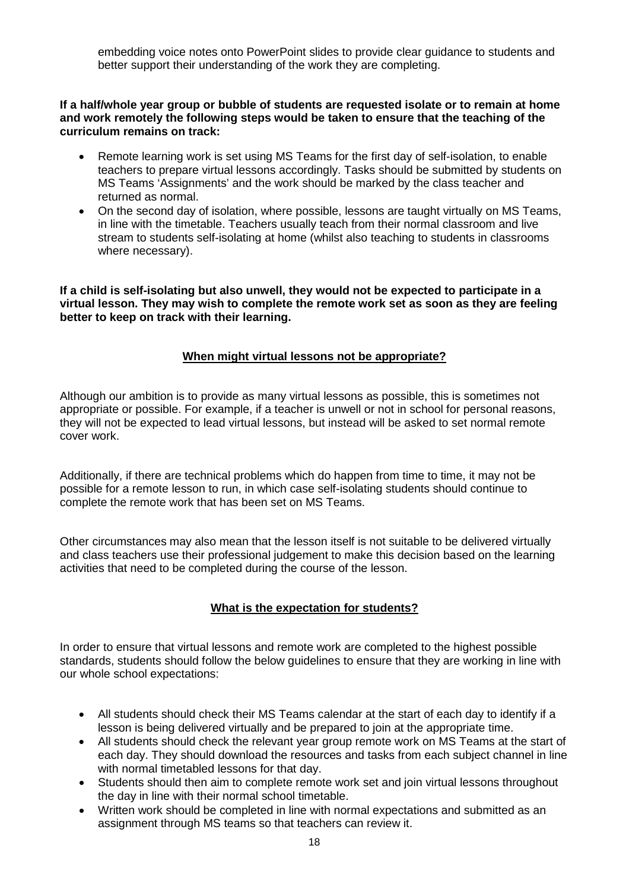embedding voice notes onto PowerPoint slides to provide clear guidance to students and better support their understanding of the work they are completing.

**If a half/whole year group or bubble of students are requested isolate or to remain at home and work remotely the following steps would be taken to ensure that the teaching of the curriculum remains on track:**

- Remote learning work is set using MS Teams for the first day of self-isolation, to enable teachers to prepare virtual lessons accordingly. Tasks should be submitted by students on MS Teams 'Assignments' and the work should be marked by the class teacher and returned as normal.
- On the second day of isolation, where possible, lessons are taught virtually on MS Teams, in line with the timetable. Teachers usually teach from their normal classroom and live stream to students self-isolating at home (whilst also teaching to students in classrooms where necessary).

**If a child is self-isolating but also unwell, they would not be expected to participate in a virtual lesson. They may wish to complete the remote work set as soon as they are feeling better to keep on track with their learning.**

## When might virtual lessons not be appropriate?

Although our ambition is to provide as many virtual lessons as possible, this is sometimes not appropriate or possible. For example, if a teacher is unwell or not in school for personal reasons, they will not be expected to lead virtual lessons, but instead will be asked to set normal remote cover work.

Additionally, if there are technical problems which do happen from time to time, it may not be possible for a remote lesson to run, in which case self-isolating students should continue to complete the remote work that has been set on MS Teams.

Other circumstances may also mean that the lesson itself is not suitable to be delivered virtually and class teachers use their professional judgement to make this decision based on the learning activities that need to be completed during the course of the lesson.

## What is the expectation for students?

In order to ensure that virtual lessons and remote work are completed to the highest possible standards, students should follow the below guidelines to ensure that they are working in line with our whole school expectations:

- All students should check their MS Teams calendar at the start of each day to identify if a lesson is being delivered virtually and be prepared to join at the appropriate time.
- All students should check the relevant year group remote work on MS Teams at the start of each day. They should download the resources and tasks from each subject channel in line with normal timetabled lessons for that day.
- Students should then aim to complete remote work set and join virtual lessons throughout the day in line with their normal school timetable.
- Written work should be completed in line with normal expectations and submitted as an assignment through MS teams so that teachers can review it.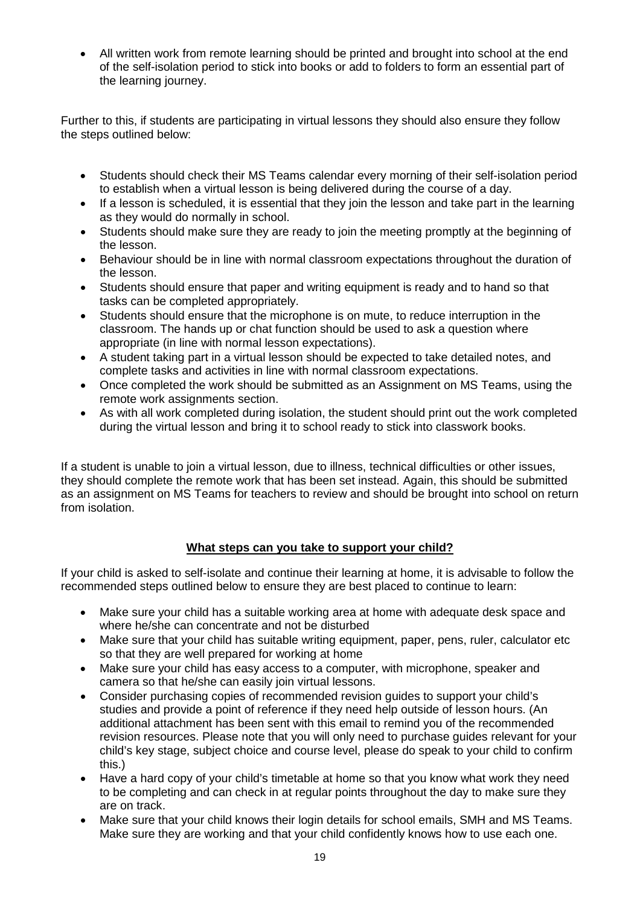- All written work from remote learning should be printed and brought into school at the end of the self-isolation period to stick into books or add to folders to form an essential part of the learning journey.

Further to this, if students are participating in virtual lessons they should also ensure they follow the steps outlined below:

- Students should check their MS Teams calendar every morning of their self-isolation period to establish when a virtual lesson is being delivered during the course of a day.
- If a lesson is scheduled, it is essential that they join the lesson and take part in the learning as they would do normally in school.
- Students should make sure they are ready to join the meeting promptly at the beginning of the lesson.
- Behaviour should be in line with normal classroom expectations throughout the duration of the lesson.
- Students should ensure that paper and writing equipment is ready and to hand so that tasks can be completed appropriately.
- Students should ensure that the microphone is on mute, to reduce interruption in the classroom. The hands up or chat function should be used to ask a question where appropriate (in line with normal lesson expectations).
- A student taking part in a virtual lesson should be expected to take detailed notes, and complete tasks and activities in line with normal classroom expectations.
- Once completed the work should be submitted as an Assignment on MS Teams, using the remote work assignments section.
- As with all work completed during isolation, the student should print out the work completed during the virtual lesson and bring it to school ready to stick into classwork books.

If a student is unable to join a virtual lesson, due to illness, technical difficulties or other issues, they should complete the remote work that has been set instead. Again, this should be submitted as an assignment on MS Teams for teachers to review and should be brought into school on return from isolation.

## **What steps can you take to support your child?**

If your child is asked to self-isolate and continue their learning at home, it is advisable to follow the recommended steps outlined below to ensure they are best placed to continue to learn:

- Make sure your child has a suitable working area at home with adequate desk space and where he/she can concentrate and not be disturbed
- Make sure that your child has suitable writing equipment, paper, pens, ruler, calculator etc so that they are well prepared for working at home
- Make sure your child has easy access to a computer, with microphone, speaker and camera so that he/she can easily join virtual lessons.
- Consider purchasing copies of recommended revision guides to support your child's studies and provide a point of reference if they need help outside of lesson hours. (An additional attachment has been sent with this email to remind you of the recommended revision resources. Please note that you will only need to purchase guides relevant for your child's key stage, subject choice and course level, please do speak to your child to confirm this.)
- Have a hard copy of your child's timetable at home so that you know what work they need to be completing and can check in at regular points throughout the day to make sure they are on track.
- Make sure that your child knows their login details for school emails, SMH and MS Teams. Make sure they are working and that your child confidently knows how to use each one.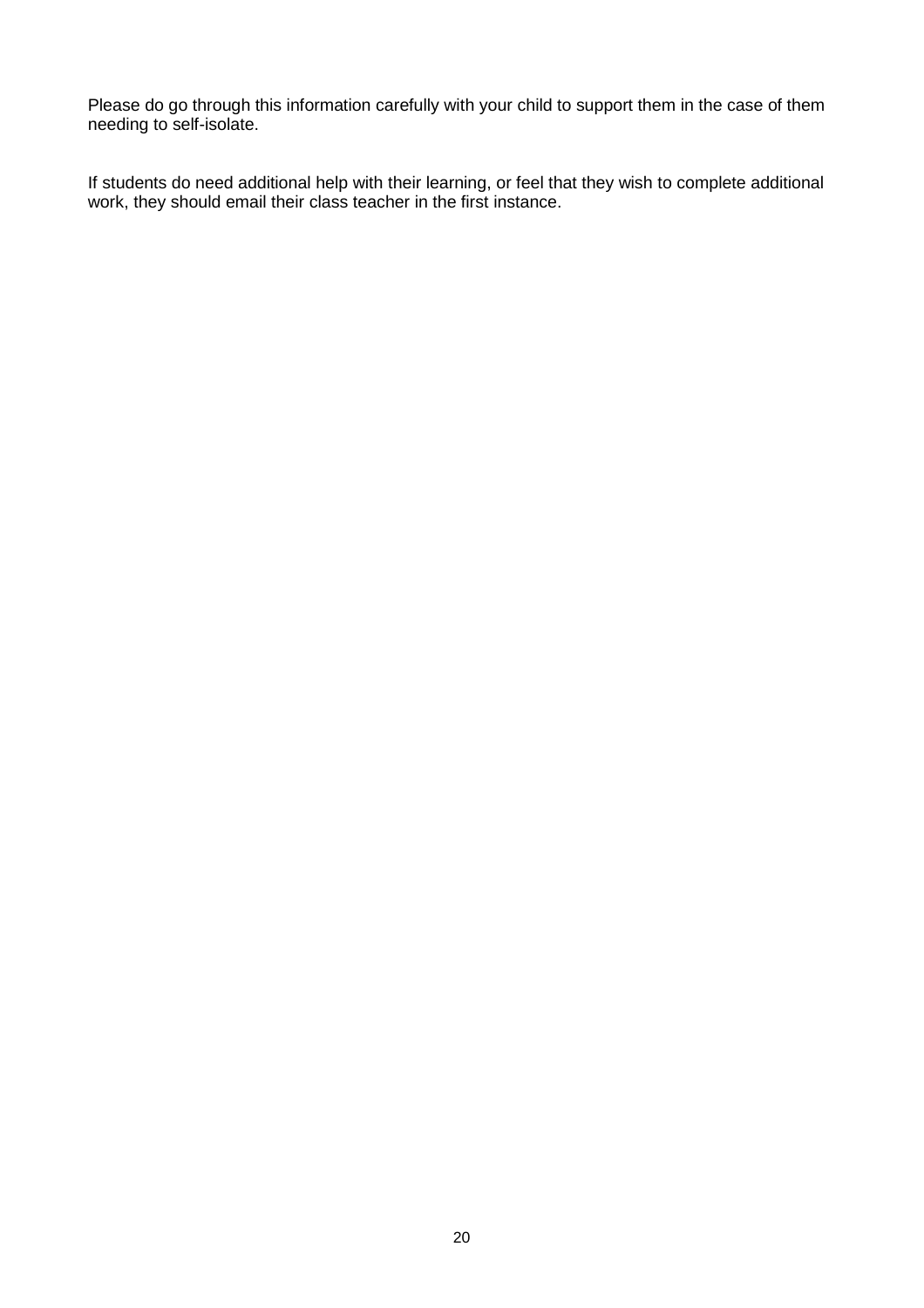Please do go through this information carefully with your child to support them in the case of them needing to self-isolate.

If students do need additional help with their learning, or feel that they wish to complete additional work, they should email their class teacher in the first instance.